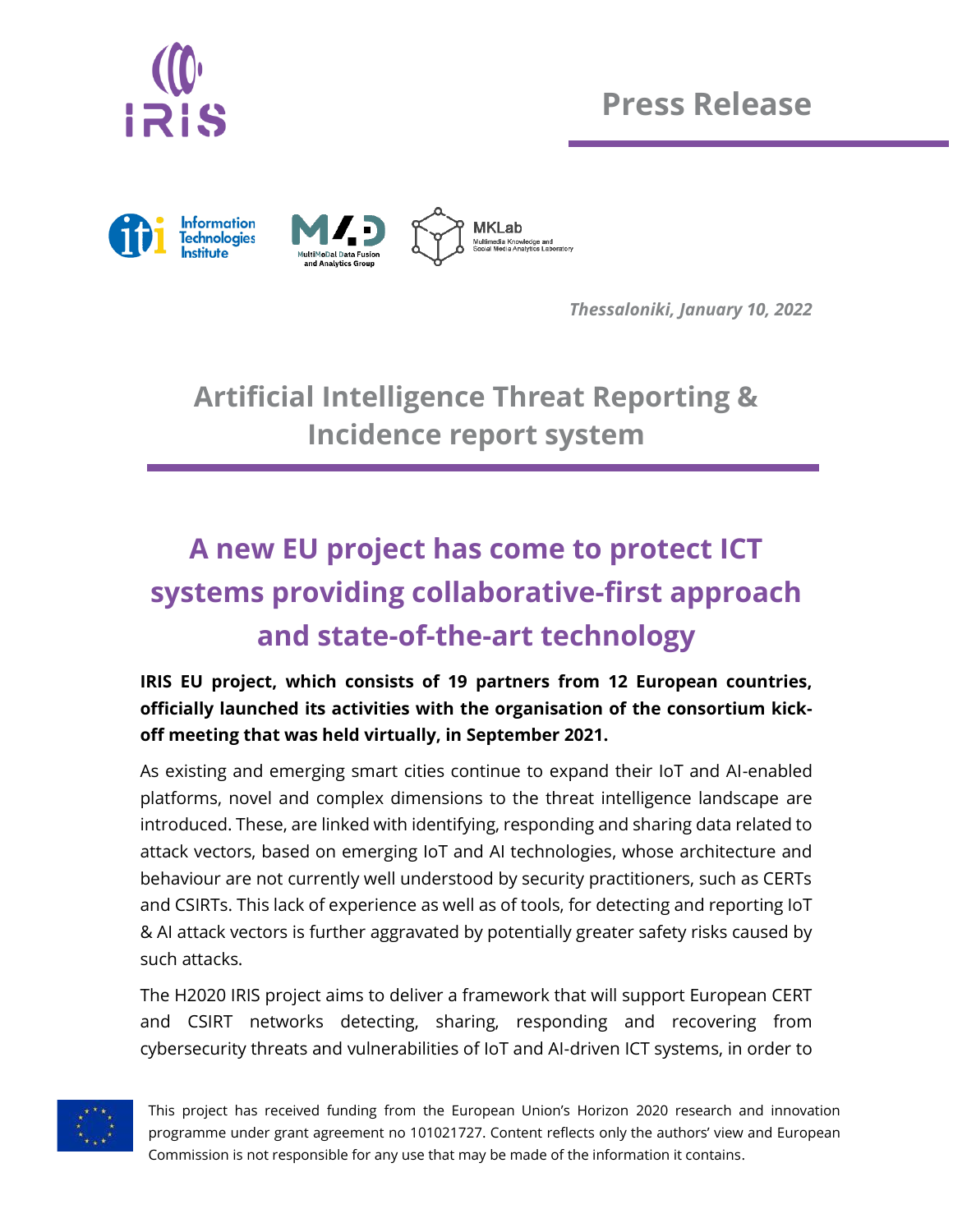**Press Release**

*Thessaloniki, January 10, 2022*

# Artificial Intelligence Threat Reporting & Incidence report system

## A new EU project has come to protect ICT systems providing collaborative-first approach and state-of-the-art technology

**IRIS EU project, which consists of 19 partners from 12 European countries, officially launched its activities with the organisation of the consortium kick-off meeting that was held virtually, in September 2021.**

As existing and emerging smart cities continue to expand their IoT and AI-enabled platforms, novel and complex dimensions to the threat intelligence landscape are introduced. These, are linked with identifying, responding and sharing data related to attack vectors, based on emerging IoT and AI technologies, whose architecture and behaviour are not currently well understood by security practitioners, such as CERTs and CSIRTs. This lack of experience as well as of tools, for detecting and reporting IoT & AI attack vectors is further aggravated by potentially greater safety risks caused by such attacks.

The H2020 IRIS project aims to deliver a framework that will support European CERT and CSIRT networks detecting, sharing, responding and recovering from cybersecurity threats and vulnerabilities of IoT and AI-driven ICT systems, in order to

This project has received funding from the European Union's Horizon 2020 research and innovation programme under grant agreement no 101021727. Content reflects only the authors' view and European Commission is not responsible for any use that may be made of the information it contains.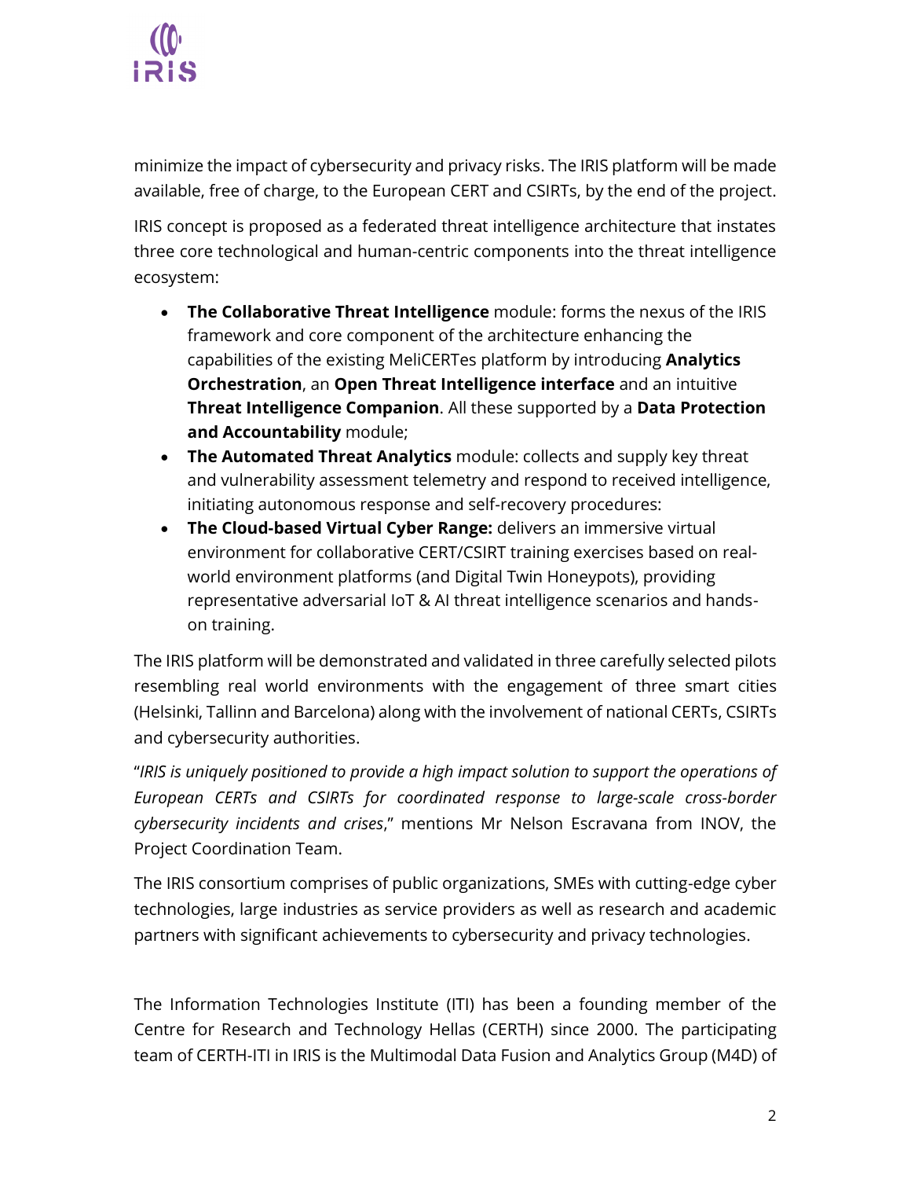minimize the impact of cybersecurity and privacy risks. The IRIS platform will be made available, free of charge, to the European CERT and CSIRTs, by the end of the project.

IRIS concept is proposed as a federated threat intelligence architecture that instates three core technological and human-centric components into the threat intelligence ecosystem:

- **The Collaborative Threat Intelligence** module: forms the nexus of the IRIS framework and core component of the architecture enhancing the capabilities of the existing MeliCERTes platform by introducing **Analytics Orchestration**, an **Open Threat Intelligence interface** and an intuitive **Threat Intelligence Companion**. All these supported by a **Data Protection and Accountability** module;
- **The Automated Threat Analytics** module: collects and supply key threat and vulnerability assessment telemetry and respond to received intelligence, initiating autonomous response and self-recovery procedures:
- **The Cloud-based Virtual Cyber Range:** delivers an immersive virtual environment for collaborative CERT/CSIRT training exercises based on real-world environment platforms (and Digital Twin Honeypots), providing representative adversarial IoT & AI threat intelligence scenarios and hands-on training.

The IRIS platform will be demonstrated and validated in three carefully selected pilots resembling real world environments with the engagement of three smart cities (Helsinki, Tallinn and Barcelona) along with the involvement of national CERTs, CSIRTs and cybersecurity authorities.

"*IRIS is uniquely positioned to provide a high impact solution to support the operations of European CERTs and CSIRTs for coordinated response to large-scale cross-border cybersecurity incidents and crises*," mentions Mr Nelson Escravana from INOV, the Project Coordination Team.

The IRIS consortium comprises of public organizations, SMEs with cutting-edge cyber technologies, large industries as service providers as well as research and academic partners with significant achievements to cybersecurity and privacy technologies.

The Information Technologies Institute (ITI) has been a founding member of the Centre for Research and Technology Hellas (CERTH) since 2000. The participating team of CERTH-ITI in IRIS is the Multimodal Data Fusion and Analytics Group (M4D) of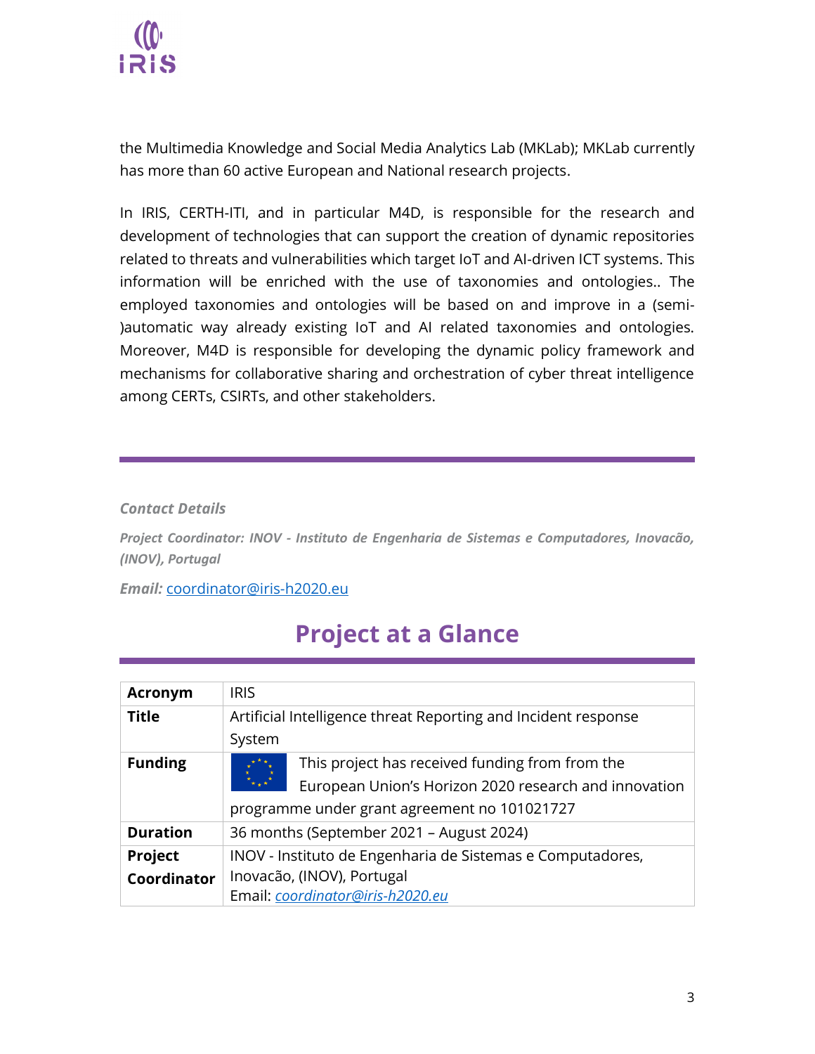the Multimedia Knowledge and Social Media Analytics Lab (MKLab); MKLab currently has more than 60 active European and National research projects.

In IRIS, CERTH-ITI, and in particular M4D, is responsible for the research and development of technologies that can support the creation of dynamic repositories related to threats and vulnerabilities which target IoT and AI-driven ICT systems. This information will be enriched with the use of taxonomies and ontologies.. The employed taxonomies and ontologies will be based on and improve in a (semi-)automatic way already existing IoT and AI related taxonomies and ontologies. Moreover, M4D is responsible for developing the dynamic policy framework and mechanisms for collaborative sharing and orchestration of cyber threat intelligence among CERTs, CSIRTs, and other stakeholders.

---

***Contact Details***

***Project Coordinator: INOV - Instituto de Engenharia de Sistemas e Computadores, Inovacão, (INOV), Portugal***

***Email:*** coordinator@iris-h2020.eu

## Project at a Glance

| **Acronym** | IRIS |
|---|---|
| **Title** | Artificial Intelligence threat Reporting and Incident response System |
| **Funding** | This project has received funding from from the European Union's Horizon 2020 research and innovation programme under grant agreement no 101021727 |
| **Duration** | 36 months (September 2021 – August 2024) |
| **Project Coordinator** | INOV - Instituto de Engenharia de Sistemas e Computadores, Inovacão, (INOV), Portugal<br>Email: *coordinator@iris-h2020.eu* |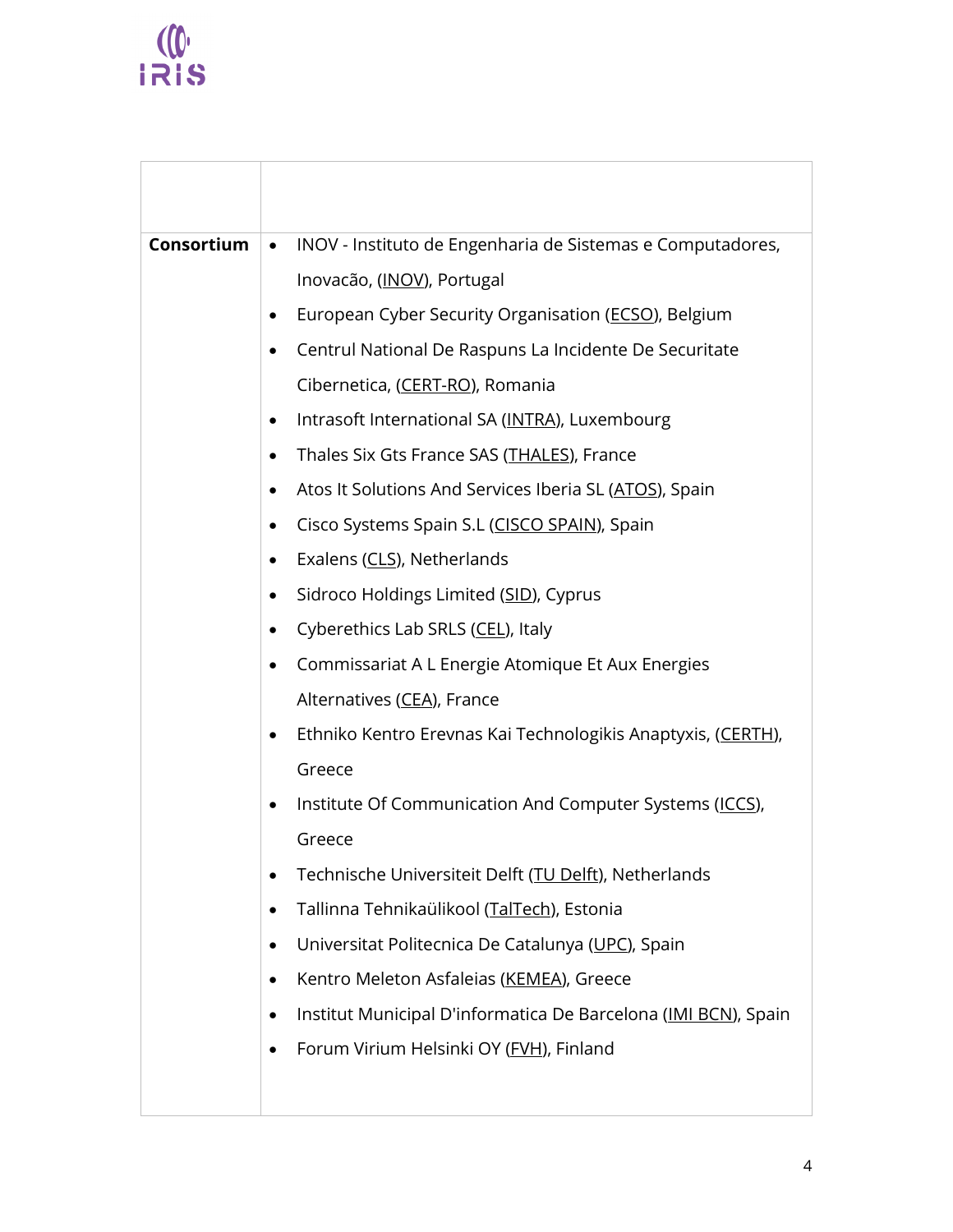| | |
|---|---|
| | |
| **Consortium** | • INOV - Instituto de Engenharia de Sistemas e Computadores, Inovacão, (INOV), Portugal<br>• European Cyber Security Organisation (ECSO), Belgium<br>• Centrul National De Raspuns La Incidente De Securitate Cibernetica, (CERT-RO), Romania<br>• Intrasoft International SA (INTRA), Luxembourg<br>• Thales Six Gts France SAS (THALES), France<br>• Atos It Solutions And Services Iberia SL (ATOS), Spain<br>• Cisco Systems Spain S.L (CISCO SPAIN), Spain<br>• Exalens (CLS), Netherlands<br>• Sidroco Holdings Limited (SID), Cyprus<br>• Cyberethics Lab SRLS (CEL), Italy<br>• Commissariat A L Energie Atomique Et Aux Energies Alternatives (CEA), France<br>• Ethniko Kentro Erevnas Kai Technologikis Anaptyxis, (CERTH), Greece<br>• Institute Of Communication And Computer Systems (ICCS), Greece<br>• Technische Universiteit Delft (TU Delft), Netherlands<br>• Tallinna Tehnikaülikool (TalTech), Estonia<br>• Universitat Politecnica De Catalunya (UPC), Spain<br>• Kentro Meleton Asfaleias (KEMEA), Greece<br>• Institut Municipal D'informatica De Barcelona (IMI BCN), Spain<br>• Forum Virium Helsinki OY (FVH), Finland |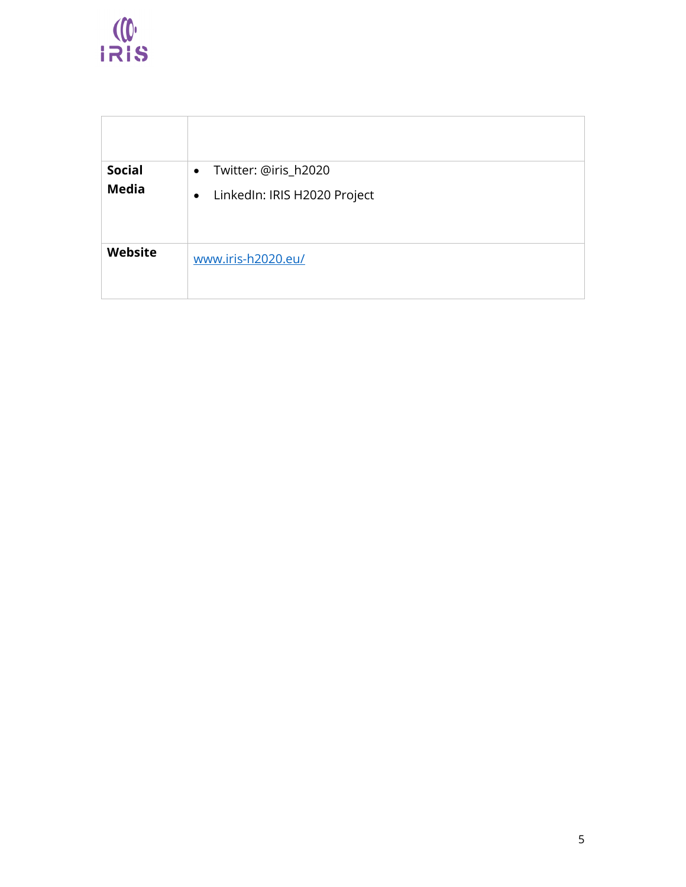| | |
|---|---|
| **Social Media** | • Twitter: @iris_h2020<br>• LinkedIn: IRIS H2020 Project |
| **Website** | [www.iris-h2020.eu/](http://www.iris-h2020.eu/) |